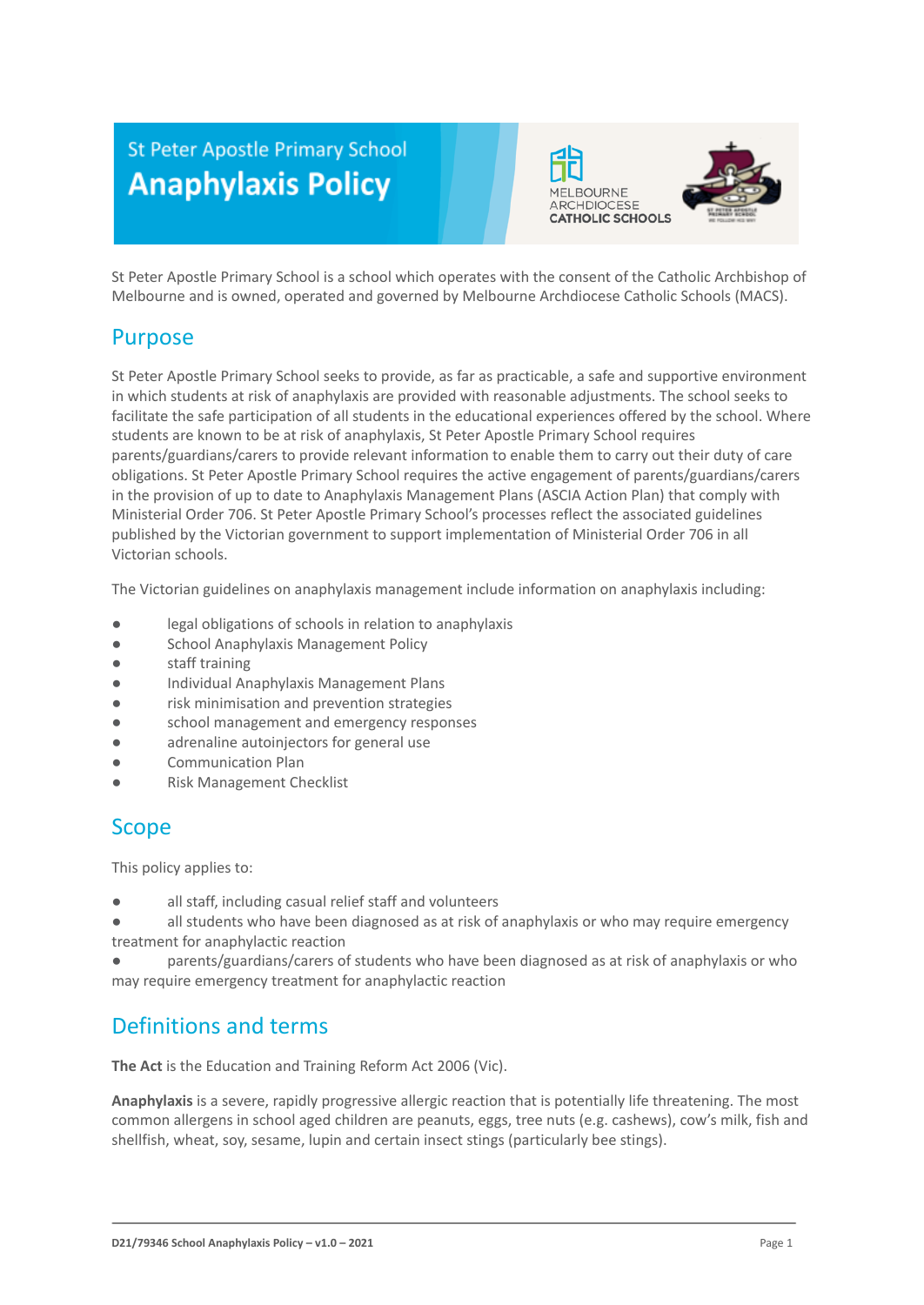St Peter Apostle Primary School

# Anaphylaxis Policy

MELBOURNE ARCHDIOCESE CATHOLIC SCHOOLS

St Peter Apostle Primary School is a school which operates with the consent of the Catholic Archbishop of Melbourne and is owned, operated and governed by Melbourne Archdiocese Catholic Schools (MACS).

## Purpose

St Peter Apostle Primary School seeks to provide, as far as practicable, a safe and supportive environment in which students at risk of anaphylaxis are provided with reasonable adjustments. The school seeks to facilitate the safe participation of all students in the educational experiences offered by the school. Where students are known to be at risk of anaphylaxis, St Peter Apostle Primary School requires parents/guardians/carers to provide relevant information to enable them to carry out their duty of care obligations. St Peter Apostle Primary School requires the active engagement of parents/guardians/carers in the provision of up to date to Anaphylaxis Management Plans (ASCIA Action Plan) that comply with Ministerial Order 706. St Peter Apostle Primary School's processes reflect the associated guidelines published by the Victorian government to support implementation of Ministerial Order 706 in all Victorian schools.

The Victorian guidelines on anaphylaxis management include information on anaphylaxis including:

- legal obligations of schools in relation to anaphylaxis
- School Anaphylaxis Management Policy
- staff training
- Individual Anaphylaxis Management Plans
- risk minimisation and prevention strategies
- school management and emergency responses
- adrenaline autoinjectors for general use
- Communication Plan
- Risk Management Checklist

## Scope

This policy applies to:

- all staff, including casual relief staff and volunteers
- all students who have been diagnosed as at risk of anaphylaxis or who may require emergency treatment for anaphylactic reaction
- parents/guardians/carers of students who have been diagnosed as at risk of anaphylaxis or who may require emergency treatment for anaphylactic reaction

## Definitions and terms

**The Act** is the Education and Training Reform Act 2006 (Vic).

**Anaphylaxis** is a severe, rapidly progressive allergic reaction that is potentially life threatening. The most common allergens in school aged children are peanuts, eggs, tree nuts (e.g. cashews), cow's milk, fish and shellfish, wheat, soy, sesame, lupin and certain insect stings (particularly bee stings).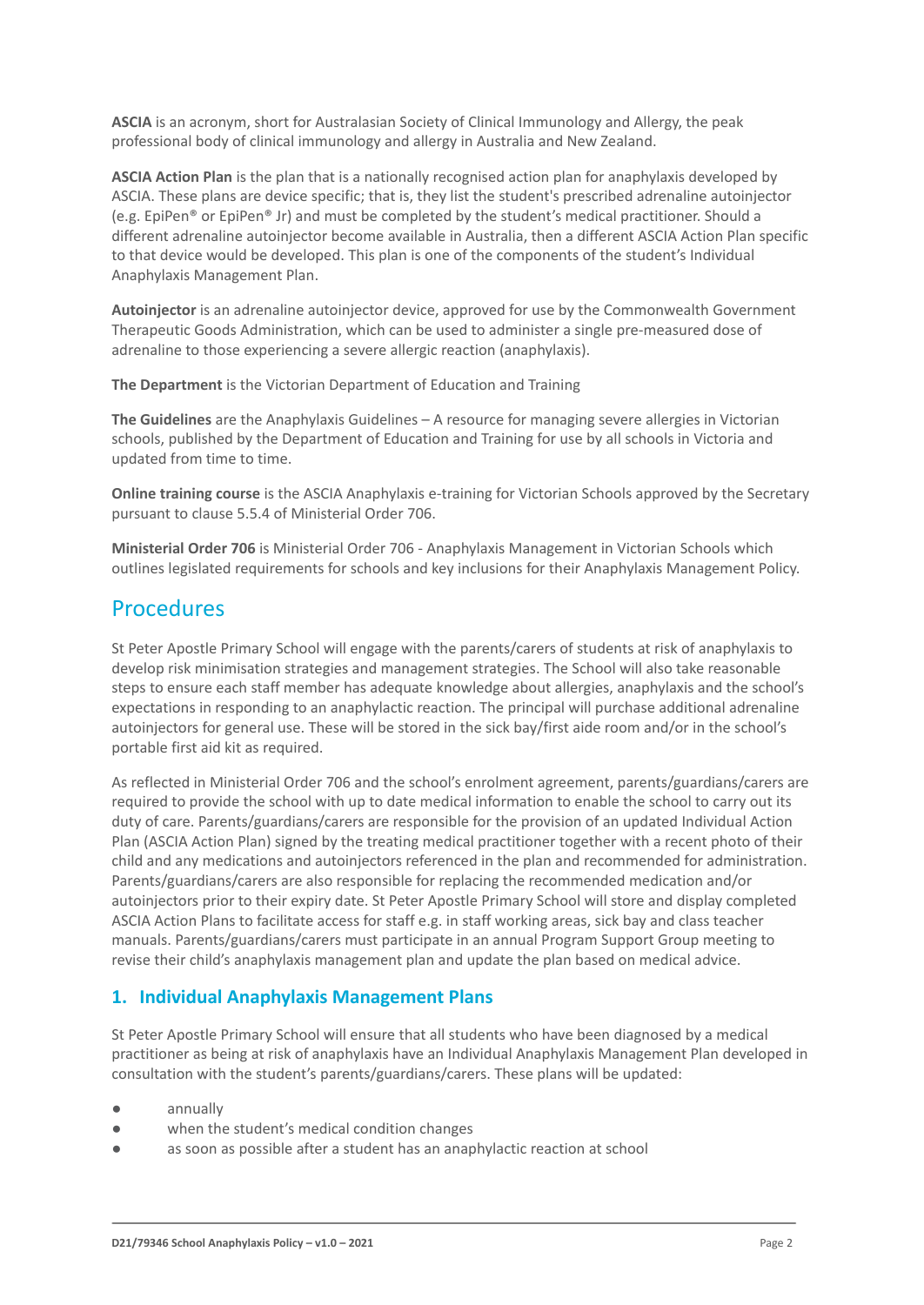**ASCIA** is an acronym, short for Australasian Society of Clinical Immunology and Allergy, the peak professional body of clinical immunology and allergy in Australia and New Zealand.

**ASCIA Action Plan** is the plan that is a nationally recognised action plan for anaphylaxis developed by ASCIA. These plans are device specific; that is, they list the student's prescribed adrenaline autoinjector (e.g. EpiPen® or EpiPen® Jr) and must be completed by the student's medical practitioner. Should a different adrenaline autoinjector become available in Australia, then a different ASCIA Action Plan specific to that device would be developed. This plan is one of the components of the student's Individual Anaphylaxis Management Plan.

**Autoinjector** is an adrenaline autoinjector device, approved for use by the Commonwealth Government Therapeutic Goods Administration, which can be used to administer a single pre-measured dose of adrenaline to those experiencing a severe allergic reaction (anaphylaxis).

**The Department** is the Victorian Department of Education and Training

**The Guidelines** are the Anaphylaxis Guidelines – A resource for managing severe allergies in Victorian schools, published by the Department of Education and Training for use by all schools in Victoria and updated from time to time.

**Online training course** is the ASCIA Anaphylaxis e-training for Victorian Schools approved by the Secretary pursuant to clause 5.5.4 of Ministerial Order 706.

**Ministerial Order 706** is Ministerial Order 706 - Anaphylaxis Management in Victorian Schools which outlines legislated requirements for schools and key inclusions for their Anaphylaxis Management Policy.

## Procedures

St Peter Apostle Primary School will engage with the parents/carers of students at risk of anaphylaxis to develop risk minimisation strategies and management strategies. The School will also take reasonable steps to ensure each staff member has adequate knowledge about allergies, anaphylaxis and the school's expectations in responding to an anaphylactic reaction. The principal will purchase additional adrenaline autoinjectors for general use. These will be stored in the sick bay/first aide room and/or in the school's portable first aid kit as required.

As reflected in Ministerial Order 706 and the school's enrolment agreement, parents/guardians/carers are required to provide the school with up to date medical information to enable the school to carry out its duty of care. Parents/guardians/carers are responsible for the provision of an updated Individual Action Plan (ASCIA Action Plan) signed by the treating medical practitioner together with a recent photo of their child and any medications and autoinjectors referenced in the plan and recommended for administration. Parents/guardians/carers are also responsible for replacing the recommended medication and/or autoinjectors prior to their expiry date. St Peter Apostle Primary School will store and display completed ASCIA Action Plans to facilitate access for staff e.g. in staff working areas, sick bay and class teacher manuals. Parents/guardians/carers must participate in an annual Program Support Group meeting to revise their child's anaphylaxis management plan and update the plan based on medical advice.

### 1. Individual Anaphylaxis Management Plans

St Peter Apostle Primary School will ensure that all students who have been diagnosed by a medical practitioner as being at risk of anaphylaxis have an Individual Anaphylaxis Management Plan developed in consultation with the student's parents/guardians/carers. These plans will be updated:

- annually
- when the student's medical condition changes
- as soon as possible after a student has an anaphylactic reaction at school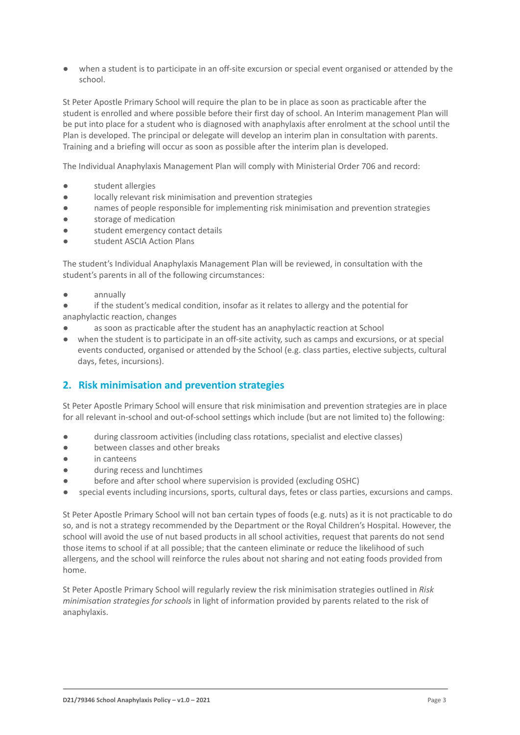- when a student is to participate in an off-site excursion or special event organised or attended by the school.

St Peter Apostle Primary School will require the plan to be in place as soon as practicable after the student is enrolled and where possible before their first day of school. An Interim management Plan will be put into place for a student who is diagnosed with anaphylaxis after enrolment at the school until the Plan is developed. The principal or delegate will develop an interim plan in consultation with parents. Training and a briefing will occur as soon as possible after the interim plan is developed.

The Individual Anaphylaxis Management Plan will comply with Ministerial Order 706 and record:

- student allergies
- locally relevant risk minimisation and prevention strategies
- names of people responsible for implementing risk minimisation and prevention strategies
- storage of medication
- student emergency contact details
- student ASCIA Action Plans

The student's Individual Anaphylaxis Management Plan will be reviewed, in consultation with the student's parents in all of the following circumstances:

- annually
- if the student's medical condition, insofar as it relates to allergy and the potential for anaphylactic reaction, changes
- as soon as practicable after the student has an anaphylactic reaction at School
- when the student is to participate in an off-site activity, such as camps and excursions, or at special events conducted, organised or attended by the School (e.g. class parties, elective subjects, cultural days, fetes, incursions).

## 2. Risk minimisation and prevention strategies

St Peter Apostle Primary School will ensure that risk minimisation and prevention strategies are in place for all relevant in-school and out-of-school settings which include (but are not limited to) the following:

- during classroom activities (including class rotations, specialist and elective classes)
- between classes and other breaks
- in canteens
- during recess and lunchtimes
- before and after school where supervision is provided (excluding OSHC)
- special events including incursions, sports, cultural days, fetes or class parties, excursions and camps.

St Peter Apostle Primary School will not ban certain types of foods (e.g. nuts) as it is not practicable to do so, and is not a strategy recommended by the Department or the Royal Children's Hospital. However, the school will avoid the use of nut based products in all school activities, request that parents do not send those items to school if at all possible; that the canteen eliminate or reduce the likelihood of such allergens, and the school will reinforce the rules about not sharing and not eating foods provided from home.

St Peter Apostle Primary School will regularly review the risk minimisation strategies outlined in *Risk minimisation strategies for schools* in light of information provided by parents related to the risk of anaphylaxis.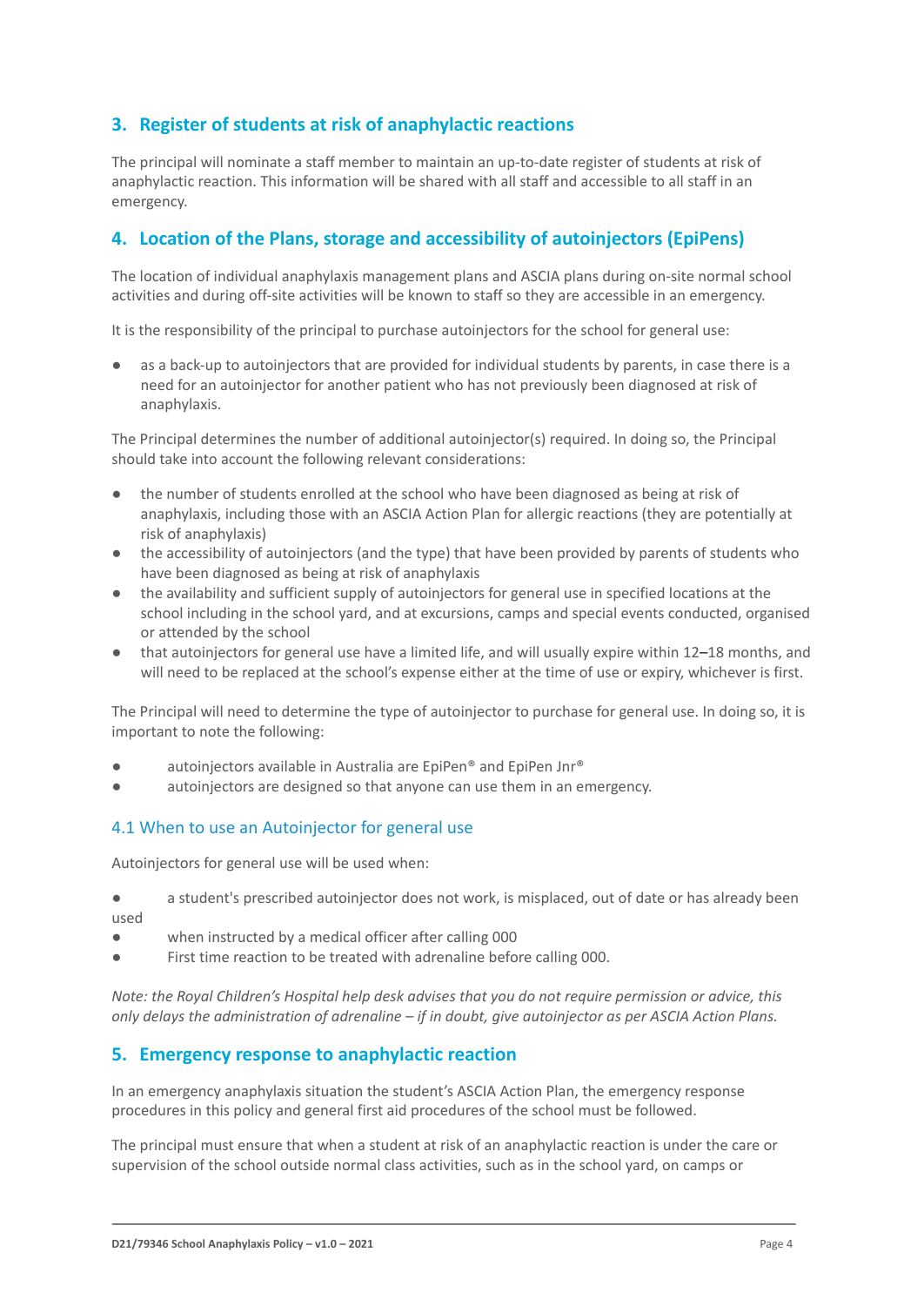## 3. Register of students at risk of anaphylactic reactions

The principal will nominate a staff member to maintain an up-to-date register of students at risk of anaphylactic reaction. This information will be shared with all staff and accessible to all staff in an emergency.

## 4. Location of the Plans, storage and accessibility of autoinjectors (EpiPens)

The location of individual anaphylaxis management plans and ASCIA plans during on-site normal school activities and during off-site activities will be known to staff so they are accessible in an emergency.

It is the responsibility of the principal to purchase autoinjectors for the school for general use:

- as a back-up to autoinjectors that are provided for individual students by parents, in case there is a need for an autoinjector for another patient who has not previously been diagnosed at risk of anaphylaxis.

The Principal determines the number of additional autoinjector(s) required. In doing so, the Principal should take into account the following relevant considerations:

- the number of students enrolled at the school who have been diagnosed as being at risk of anaphylaxis, including those with an ASCIA Action Plan for allergic reactions (they are potentially at risk of anaphylaxis)
- the accessibility of autoinjectors (and the type) that have been provided by parents of students who have been diagnosed as being at risk of anaphylaxis
- the availability and sufficient supply of autoinjectors for general use in specified locations at the school including in the school yard, and at excursions, camps and special events conducted, organised or attended by the school
- that autoinjectors for general use have a limited life, and will usually expire within 12–18 months, and will need to be replaced at the school's expense either at the time of use or expiry, whichever is first.

The Principal will need to determine the type of autoinjector to purchase for general use. In doing so, it is important to note the following:

- autoinjectors available in Australia are EpiPen® and EpiPen Jnr®
- autoinjectors are designed so that anyone can use them in an emergency.

### 4.1 When to use an Autoinjector for general use

Autoinjectors for general use will be used when:

- a student's prescribed autoinjector does not work, is misplaced, out of date or has already been used
- when instructed by a medical officer after calling 000
- First time reaction to be treated with adrenaline before calling 000.

*Note: the Royal Children's Hospital help desk advises that you do not require permission or advice, this only delays the administration of adrenaline – if in doubt, give autoinjector as per ASCIA Action Plans.*

## 5. Emergency response to anaphylactic reaction

In an emergency anaphylaxis situation the student's ASCIA Action Plan, the emergency response procedures in this policy and general first aid procedures of the school must be followed.

The principal must ensure that when a student at risk of an anaphylactic reaction is under the care or supervision of the school outside normal class activities, such as in the school yard, on camps or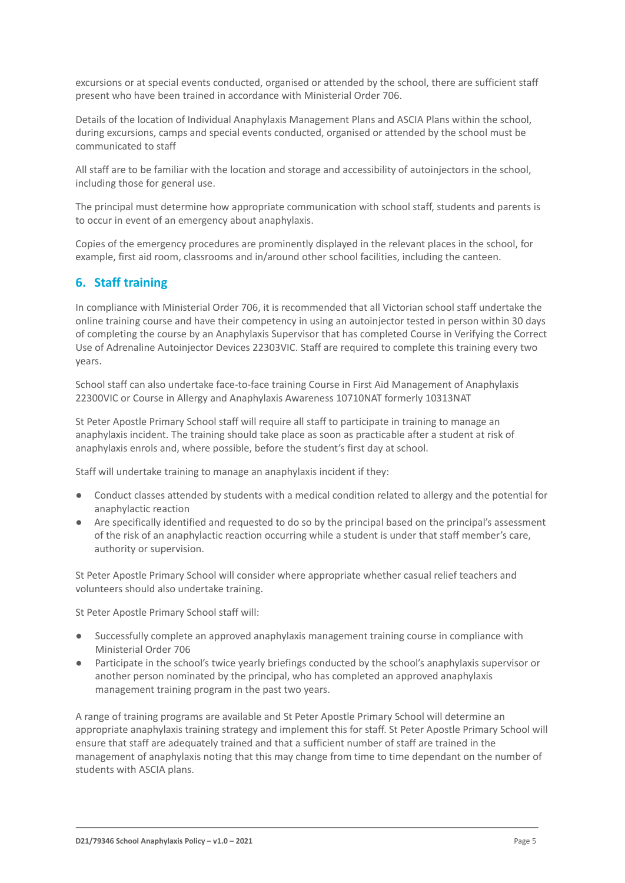excursions or at special events conducted, organised or attended by the school, there are sufficient staff present who have been trained in accordance with Ministerial Order 706.

Details of the location of Individual Anaphylaxis Management Plans and ASCIA Plans within the school, during excursions, camps and special events conducted, organised or attended by the school must be communicated to staff

All staff are to be familiar with the location and storage and accessibility of autoinjectors in the school, including those for general use.

The principal must determine how appropriate communication with school staff, students and parents is to occur in event of an emergency about anaphylaxis.

Copies of the emergency procedures are prominently displayed in the relevant places in the school, for example, first aid room, classrooms and in/around other school facilities, including the canteen.

## 6. Staff training

In compliance with Ministerial Order 706, it is recommended that all Victorian school staff undertake the online training course and have their competency in using an autoinjector tested in person within 30 days of completing the course by an Anaphylaxis Supervisor that has completed Course in Verifying the Correct Use of Adrenaline Autoinjector Devices 22303VIC. Staff are required to complete this training every two years.

School staff can also undertake face-to-face training Course in First Aid Management of Anaphylaxis 22300VIC or Course in Allergy and Anaphylaxis Awareness 10710NAT formerly 10313NAT

St Peter Apostle Primary School staff will require all staff to participate in training to manage an anaphylaxis incident. The training should take place as soon as practicable after a student at risk of anaphylaxis enrols and, where possible, before the student's first day at school.

Staff will undertake training to manage an anaphylaxis incident if they:

- Conduct classes attended by students with a medical condition related to allergy and the potential for anaphylactic reaction
- Are specifically identified and requested to do so by the principal based on the principal's assessment of the risk of an anaphylactic reaction occurring while a student is under that staff member's care, authority or supervision.

St Peter Apostle Primary School will consider where appropriate whether casual relief teachers and volunteers should also undertake training.

St Peter Apostle Primary School staff will:

- Successfully complete an approved anaphylaxis management training course in compliance with Ministerial Order 706
- Participate in the school's twice yearly briefings conducted by the school's anaphylaxis supervisor or another person nominated by the principal, who has completed an approved anaphylaxis management training program in the past two years.

A range of training programs are available and St Peter Apostle Primary School will determine an appropriate anaphylaxis training strategy and implement this for staff. St Peter Apostle Primary School will ensure that staff are adequately trained and that a sufficient number of staff are trained in the management of anaphylaxis noting that this may change from time to time dependant on the number of students with ASCIA plans.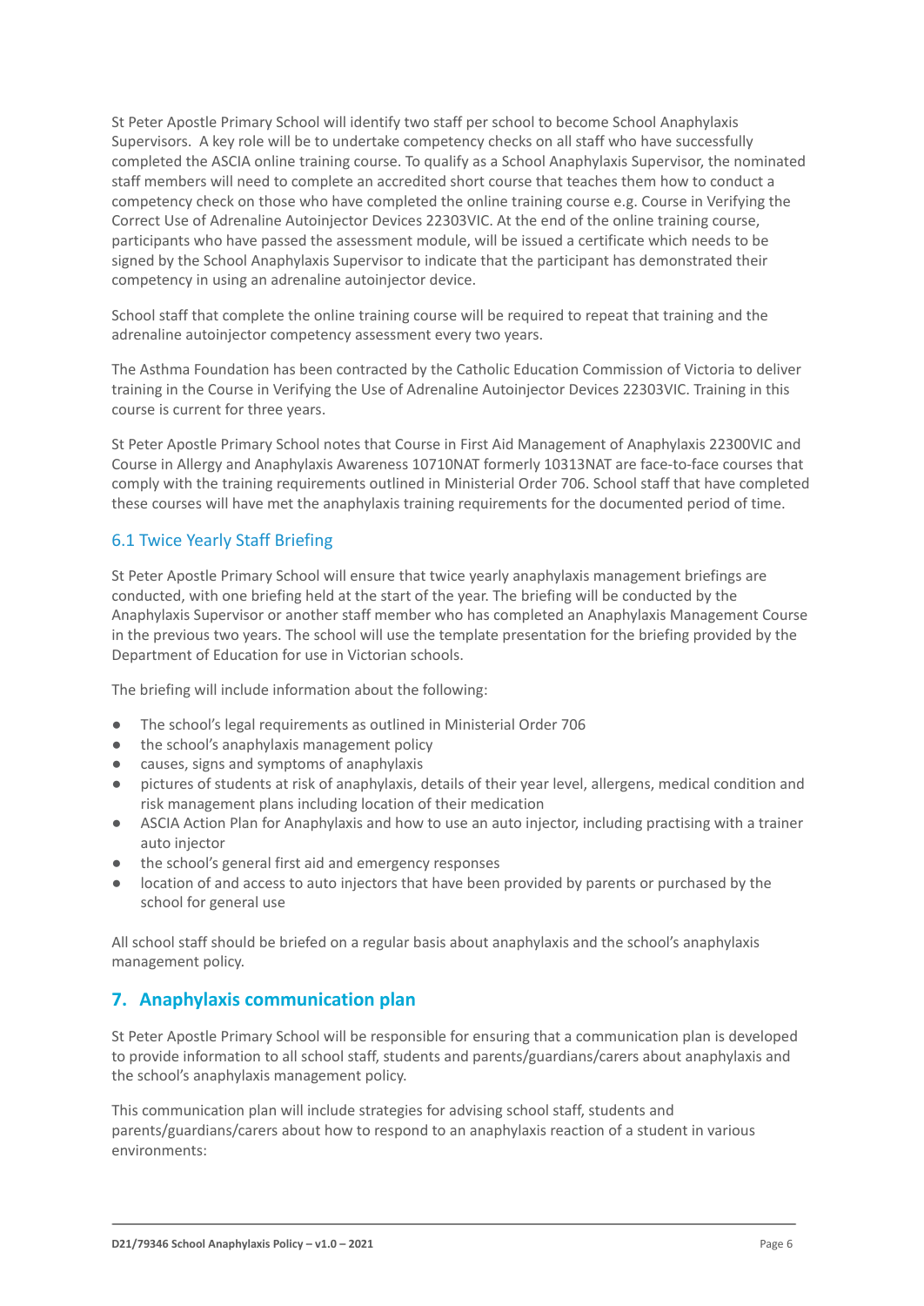St Peter Apostle Primary School will identify two staff per school to become School Anaphylaxis Supervisors. A key role will be to undertake competency checks on all staff who have successfully completed the ASCIA online training course. To qualify as a School Anaphylaxis Supervisor, the nominated staff members will need to complete an accredited short course that teaches them how to conduct a competency check on those who have completed the online training course e.g. Course in Verifying the Correct Use of Adrenaline Autoinjector Devices 22303VIC. At the end of the online training course, participants who have passed the assessment module, will be issued a certificate which needs to be signed by the School Anaphylaxis Supervisor to indicate that the participant has demonstrated their competency in using an adrenaline autoinjector device.

School staff that complete the online training course will be required to repeat that training and the adrenaline autoinjector competency assessment every two years.

The Asthma Foundation has been contracted by the Catholic Education Commission of Victoria to deliver training in the Course in Verifying the Use of Adrenaline Autoinjector Devices 22303VIC. Training in this course is current for three years.

St Peter Apostle Primary School notes that Course in First Aid Management of Anaphylaxis 22300VIC and Course in Allergy and Anaphylaxis Awareness 10710NAT formerly 10313NAT are face-to-face courses that comply with the training requirements outlined in Ministerial Order 706. School staff that have completed these courses will have met the anaphylaxis training requirements for the documented period of time.

### 6.1 Twice Yearly Staff Briefing

St Peter Apostle Primary School will ensure that twice yearly anaphylaxis management briefings are conducted, with one briefing held at the start of the year. The briefing will be conducted by the Anaphylaxis Supervisor or another staff member who has completed an Anaphylaxis Management Course in the previous two years. The school will use the template presentation for the briefing provided by the Department of Education for use in Victorian schools.

The briefing will include information about the following:

- The school's legal requirements as outlined in Ministerial Order 706
- the school's anaphylaxis management policy
- causes, signs and symptoms of anaphylaxis
- pictures of students at risk of anaphylaxis, details of their year level, allergens, medical condition and risk management plans including location of their medication
- ASCIA Action Plan for Anaphylaxis and how to use an auto injector, including practising with a trainer auto injector
- the school's general first aid and emergency responses
- location of and access to auto injectors that have been provided by parents or purchased by the school for general use

All school staff should be briefed on a regular basis about anaphylaxis and the school's anaphylaxis management policy.

## 7. Anaphylaxis communication plan

St Peter Apostle Primary School will be responsible for ensuring that a communication plan is developed to provide information to all school staff, students and parents/guardians/carers about anaphylaxis and the school's anaphylaxis management policy.

This communication plan will include strategies for advising school staff, students and parents/guardians/carers about how to respond to an anaphylaxis reaction of a student in various environments: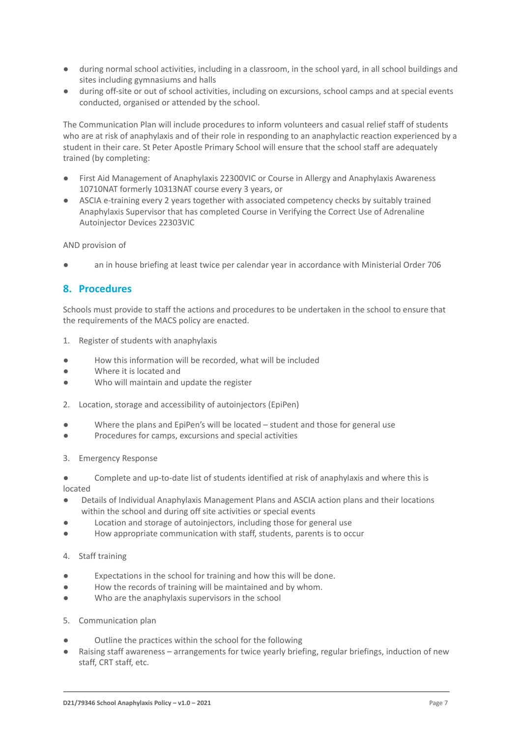- during normal school activities, including in a classroom, in the school yard, in all school buildings and sites including gymnasiums and halls
- during off-site or out of school activities, including on excursions, school camps and at special events conducted, organised or attended by the school.

The Communication Plan will include procedures to inform volunteers and casual relief staff of students who are at risk of anaphylaxis and of their role in responding to an anaphylactic reaction experienced by a student in their care. St Peter Apostle Primary School will ensure that the school staff are adequately trained (by completing:

- First Aid Management of Anaphylaxis 22300VIC or Course in Allergy and Anaphylaxis Awareness 10710NAT formerly 10313NAT course every 3 years, or
- ASCIA e-training every 2 years together with associated competency checks by suitably trained Anaphylaxis Supervisor that has completed Course in Verifying the Correct Use of Adrenaline Autoinjector Devices 22303VIC

AND provision of

- an in house briefing at least twice per calendar year in accordance with Ministerial Order 706

## 8. Procedures

Schools must provide to staff the actions and procedures to be undertaken in the school to ensure that the requirements of the MACS policy are enacted.

1. Register of students with anaphylaxis

- How this information will be recorded, what will be included
- Where it is located and
- Who will maintain and update the register

2. Location, storage and accessibility of autoinjectors (EpiPen)

- Where the plans and EpiPen's will be located – student and those for general use
- Procedures for camps, excursions and special activities

3. Emergency Response

- Complete and up-to-date list of students identified at risk of anaphylaxis and where this is located
- Details of Individual Anaphylaxis Management Plans and ASCIA action plans and their locations within the school and during off site activities or special events
- Location and storage of autoinjectors, including those for general use
- How appropriate communication with staff, students, parents is to occur

4. Staff training

- Expectations in the school for training and how this will be done.
- How the records of training will be maintained and by whom.
- Who are the anaphylaxis supervisors in the school

5. Communication plan

- Outline the practices within the school for the following
- Raising staff awareness – arrangements for twice yearly briefing, regular briefings, induction of new staff, CRT staff, etc.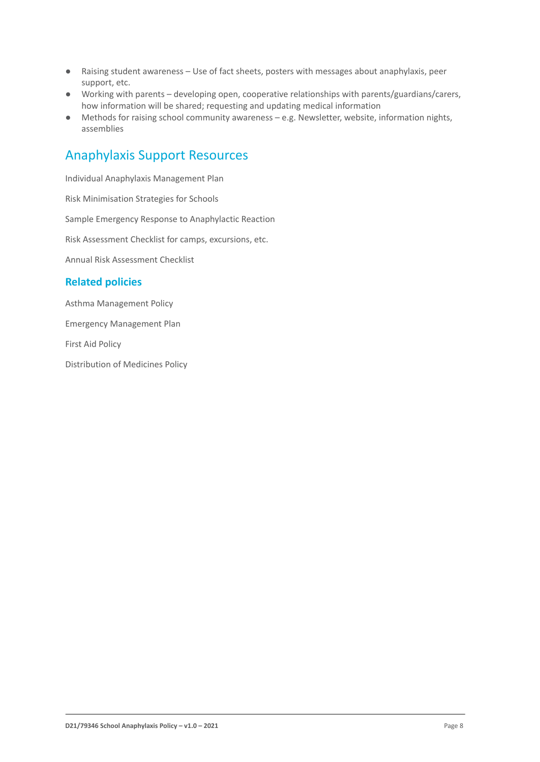- Raising student awareness – Use of fact sheets, posters with messages about anaphylaxis, peer support, etc.
- Working with parents – developing open, cooperative relationships with parents/guardians/carers, how information will be shared; requesting and updating medical information
- Methods for raising school community awareness – e.g. Newsletter, website, information nights, assemblies

## Anaphylaxis Support Resources

Individual Anaphylaxis Management Plan

Risk Minimisation Strategies for Schools

Sample Emergency Response to Anaphylactic Reaction

Risk Assessment Checklist for camps, excursions, etc.

Annual Risk Assessment Checklist

### Related policies

Asthma Management Policy

Emergency Management Plan

First Aid Policy

Distribution of Medicines Policy